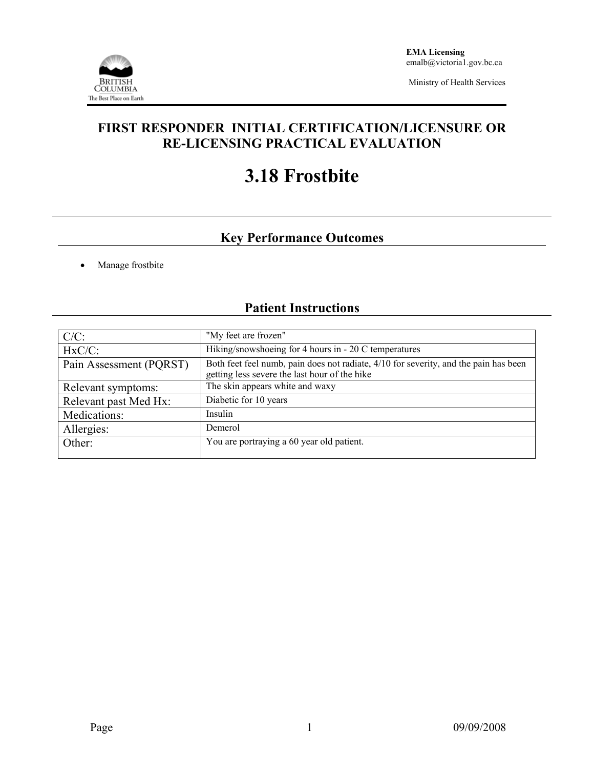**EMA Licensing**
emalb@victoria1.gov.bc.ca

Ministry of Health Services

# FIRST RESPONDER INITIAL CERTIFICATION/LICENSURE OR RE-LICENSING PRACTICAL EVALUATION

# 3.18 Frostbite

## Key Performance Outcomes

- Manage frostbite

## Patient Instructions

| | |
|---|---|
| C/C: | "My feet are frozen" |
| HxC/C: | Hiking/snowshoeing for 4 hours in - 20 C temperatures |
| Pain Assessment (PQRST) | Both feet feel numb, pain does not radiate, 4/10 for severity, and the pain has been getting less severe the last hour of the hike |
| Relevant symptoms: | The skin appears white and waxy |
| Relevant past Med Hx: | Diabetic for 10 years |
| Medications: | Insulin |
| Allergies: | Demerol |
| Other: | You are portraying a 60 year old patient. |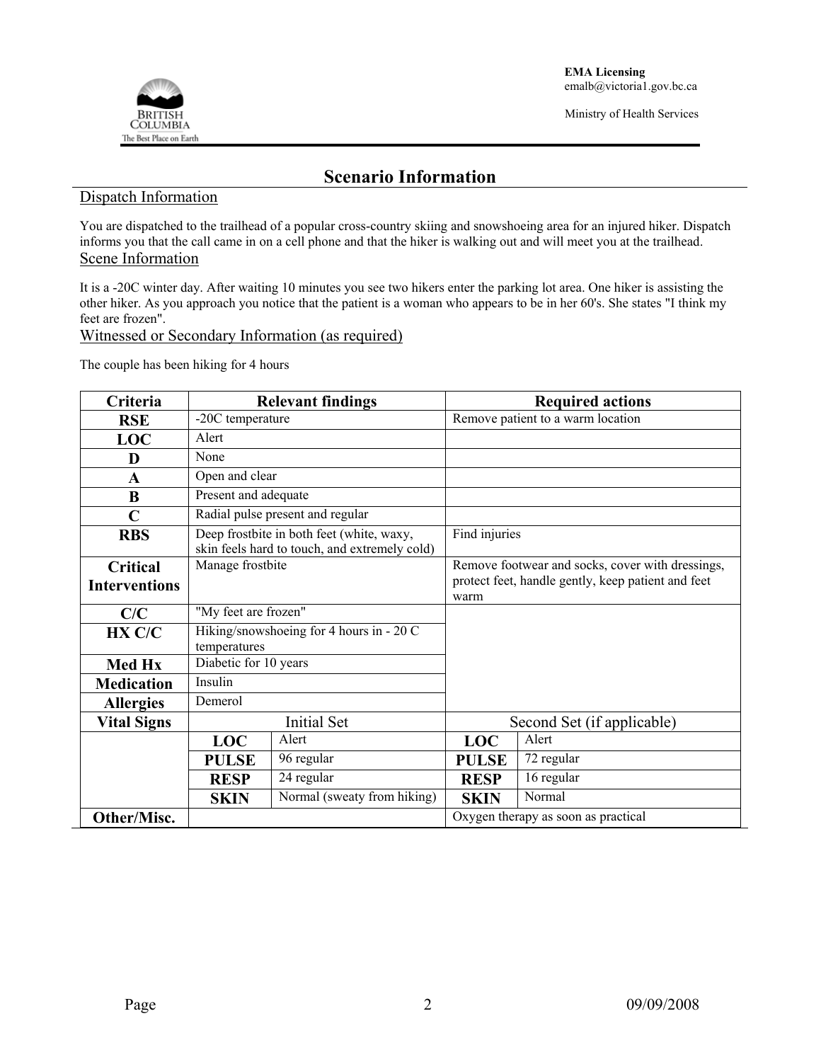EMA Licensing
emalb@victoria1.gov.bc.ca

Ministry of Health Services

## Scenario Information

### Dispatch Information

You are dispatched to the trailhead of a popular cross-country skiing and snowshoeing area for an injured hiker. Dispatch informs you that the call came in on a cell phone and that the hiker is walking out and will meet you at the trailhead.

### Scene Information

It is a -20C winter day. After waiting 10 minutes you see two hikers enter the parking lot area. One hiker is assisting the other hiker. As you approach you notice that the patient is a woman who appears to be in her 60's. She states "I think my feet are frozen".

### Witnessed or Secondary Information (as required)

The couple has been hiking for 4 hours

| Criteria | Relevant findings | | Required actions | |
|---|---|---|---|---|
| **RSE** | -20C temperature | | Remove patient to a warm location | |
| **LOC** | Alert | | | |
| **D** | None | | | |
| **A** | Open and clear | | | |
| **B** | Present and adequate | | | |
| **C** | Radial pulse present and regular | | | |
| **RBS** | Deep frostbite in both feet (white, waxy, skin feels hard to touch, and extremely cold) | | Find injuries | |
| **Critical Interventions** | Manage frostbite | | Remove footwear and socks, cover with dressings, protect feet, handle gently, keep patient and feet warm | |
| **C/C** | "My feet are frozen" | | | |
| **HX C/C** | Hiking/snowshoeing for 4 hours in - 20 C temperatures | | | |
| **Med Hx** | Diabetic for 10 years | | | |
| **Medication** | Insulin | | | |
| **Allergies** | Demerol | | | |
| **Vital Signs** | Initial Set | | Second Set (if applicable) | |
| | **LOC** | Alert | **LOC** | Alert |
| | **PULSE** | 96 regular | **PULSE** | 72 regular |
| | **RESP** | 24 regular | **RESP** | 16 regular |
| | **SKIN** | Normal (sweaty from hiking) | **SKIN** | Normal |
| **Other/Misc.** | | | Oxygen therapy as soon as practical | |

09/09/2008